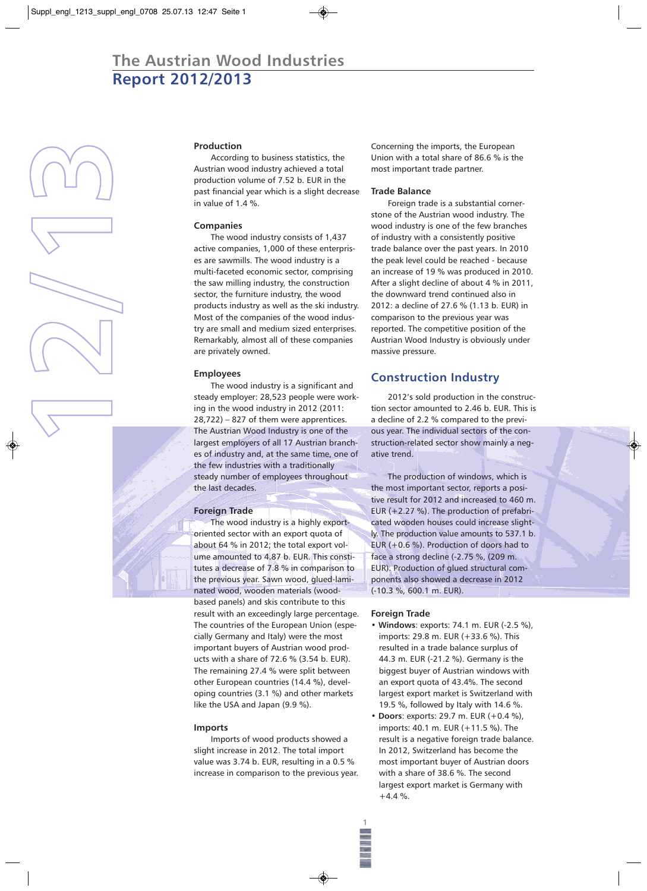# The Austrian Wood Industries

# Report 2012/2013

### Production

According to business statistics, the Austrian wood industry achieved a total production volume of 7.52 b. EUR in the past financial year which is a slight decrease in value of 1.4 %.

### Companies

The wood industry consists of 1,437 active companies, 1,000 of these enterprises are sawmills. The wood industry is a multi-faceted economic sector, comprising the saw milling industry, the construction sector, the furniture industry, the wood products industry as well as the ski industry. Most of the companies of the wood industry are small and medium sized enterprises. Remarkably, almost all of these companies are privately owned.

### Employees

The wood industry is a significant and steady employer: 28,523 people were working in the wood industry in 2012 (2011: 28,722) – 827 of them were apprentices. The Austrian Wood Industry is one of the largest employers of all 17 Austrian branches of industry and, at the same time, one of the few industries with a traditionally steady number of employees throughout the last decades.

### Foreign Trade

The wood industry is a highly export-oriented sector with an export quota of about 64 % in 2012; the total export volume amounted to 4.87 b. EUR. This constitutes a decrease of 7.8 % in comparison to the previous year. Sawn wood, glued-laminated wood, wooden materials (wood-based panels) and skis contribute to this result with an exceedingly large percentage. The countries of the European Union (especially Germany and Italy) were the most important buyers of Austrian wood products with a share of 72.6 % (3.54 b. EUR). The remaining 27.4 % were split between other European countries (14.4 %), developing countries (3.1 %) and other markets like the USA and Japan (9.9 %).

### Imports

Imports of wood products showed a slight increase in 2012. The total import value was 3.74 b. EUR, resulting in a 0.5 % increase in comparison to the previous year. Concerning the imports, the European Union with a total share of 86.6 % is the most important trade partner.

### Trade Balance

Foreign trade is a substantial cornerstone of the Austrian wood industry. The wood industry is one of the few branches of industry with a consistently positive trade balance over the past years. In 2010 the peak level could be reached - because an increase of 19 % was produced in 2010. After a slight decline of about 4 % in 2011, the downward trend continued also in 2012: a decline of 27.6 % (1.13 b. EUR) in comparison to the previous year was reported. The competitive position of the Austrian Wood Industry is obviously under massive pressure.

## Construction Industry

2012's sold production in the construction sector amounted to 2.46 b. EUR. This is a decline of 2.2 % compared to the previous year. The individual sectors of the construction-related sector show mainly a negative trend.

The production of windows, which is the most important sector, reports a positive result for 2012 and increased to 460 m. EUR (+2.27 %). The production of prefabricated wooden houses could increase slightly. The production value amounts to 537.1 b. EUR (+0.6 %). Production of doors had to face a strong decline (-2.75 %, (209 m. EUR). Production of glued structural components also showed a decrease in 2012 (-10.3 %, 600.1 m. EUR).

### Foreign Trade

- **Windows**: exports: 74.1 m. EUR (-2.5 %), imports: 29.8 m. EUR (+33.6 %). This resulted in a trade balance surplus of 44.3 m. EUR (-21.2 %). Germany is the biggest buyer of Austrian windows with an export quota of 43.4%. The second largest export market is Switzerland with 19.5 %, followed by Italy with 14.6 %.
- **Doors**: exports: 29.7 m. EUR (+0.4 %), imports: 40.1 m. EUR (+11.5 %). The result is a negative foreign trade balance. In 2012, Switzerland has become the most important buyer of Austrian doors with a share of 38.6 %. The second largest export market is Germany with +4.4 %.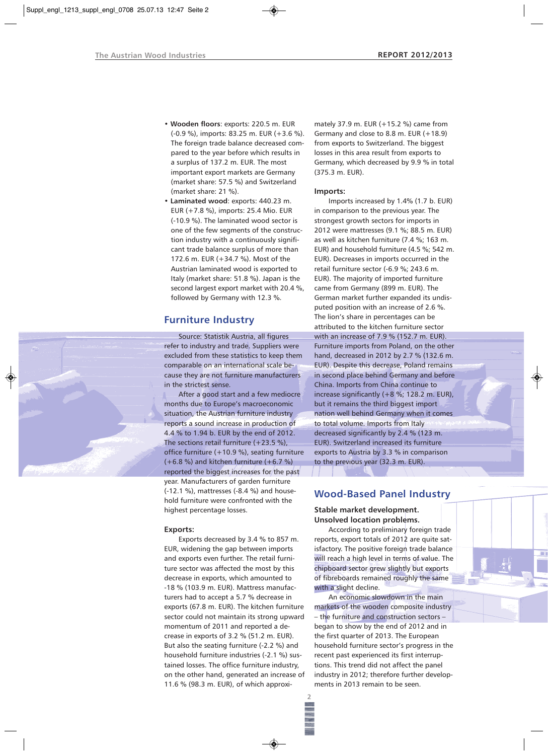- **Wooden floors**: exports: 220.5 m. EUR (-0.9 %), imports: 83.25 m. EUR (+3.6 %). The foreign trade balance decreased compared to the year before which results in a surplus of 137.2 m. EUR. The most important export markets are Germany (market share: 57.5 %) and Switzerland (market share: 21 %).
- **Laminated wood**: exports: 440.23 m. EUR (+7.8 %), imports: 25.4 Mio. EUR (-10.9 %). The laminated wood sector is one of the few segments of the construction industry with a continuously significant trade balance surplus of more than 172.6 m. EUR (+34.7 %). Most of the Austrian laminated wood is exported to Italy (market share: 51.8 %). Japan is the second largest export market with 20.4 %, followed by Germany with 12.3 %.

## Furniture Industry

Source: Statistik Austria, all figures refer to industry and trade. Suppliers were excluded from these statistics to keep them comparable on an international scale because they are not furniture manufacturers in the strictest sense.

After a good start and a few mediocre months due to Europe's macroeconomic situation, the Austrian furniture industry reports a sound increase in production of 4.4 % to 1.94 b. EUR by the end of 2012. The sections retail furniture (+23.5 %), office furniture (+10.9 %), seating furniture (+6.8 %) and kitchen furniture (+6.7 %) reported the biggest increases for the past year. Manufacturers of garden furniture (-12.1 %), mattresses (-8.4 %) and household furniture were confronted with the highest percentage losses.

**Exports:**

Exports decreased by 3.4 % to 857 m. EUR, widening the gap between imports and exports even further. The retail furniture sector was affected the most by this decrease in exports, which amounted to -18 % (103.9 m. EUR). Mattress manufacturers had to accept a 5.7 % decrease in exports (67.8 m. EUR). The kitchen furniture sector could not maintain its strong upward momentum of 2011 and reported a decrease in exports of 3.2 % (51.2 m. EUR). But also the seating furniture (-2.2 %) and household furniture industries (-2.1 %) sustained losses. The office furniture industry, on the other hand, generated an increase of 11.6 % (98.3 m. EUR), of which approximately 37.9 m. EUR (+15.2 %) came from Germany and close to 8.8 m. EUR (+18.9) from exports to Switzerland. The biggest losses in this area result from exports to Germany, which decreased by 9.9 % in total (375.3 m. EUR).

**Imports:**

Imports increased by 1.4% (1.7 b. EUR) in comparison to the previous year. The strongest growth sectors for imports in 2012 were mattresses (9.1 %; 88.5 m. EUR) as well as kitchen furniture (7.4 %; 163 m. EUR) and household furniture (4.5 %; 542 m. EUR). Decreases in imports occurred in the retail furniture sector (-6.9 %; 243.6 m. EUR). The majority of imported furniture came from Germany (899 m. EUR). The German market further expanded its undisputed position with an increase of 2.6 %. The lion's share in percentages can be attributed to the kitchen furniture sector with an increase of 7.9 % (152.7 m. EUR). Furniture imports from Poland, on the other hand, decreased in 2012 by 2.7 % (132.6 m. EUR). Despite this decrease, Poland remains in second place behind Germany and before China. Imports from China continue to increase significantly (+8 %; 128.2 m. EUR), but it remains the third biggest import nation well behind Germany when it comes to total volume. Imports from Italy decreased significantly by 2.4 % (123 m. EUR). Switzerland increased its furniture exports to Austria by 3.3 % in comparison to the previous year (32.3 m. EUR).

## Wood-Based Panel Industry

**Stable market development. Unsolved location problems.**

According to preliminary foreign trade reports, export totals of 2012 are quite satisfactory. The positive foreign trade balance will reach a high level in terms of value. The chipboard sector grew slightly but exports of fibreboards remained roughly the same with a slight decline.

An economic slowdown in the main markets of the wooden composite industry – the furniture and construction sectors – began to show by the end of 2012 and in the first quarter of 2013. The European household furniture sector's progress in the recent past experienced its first interruptions. This trend did not affect the panel industry in 2012; therefore further developments in 2013 remain to be seen.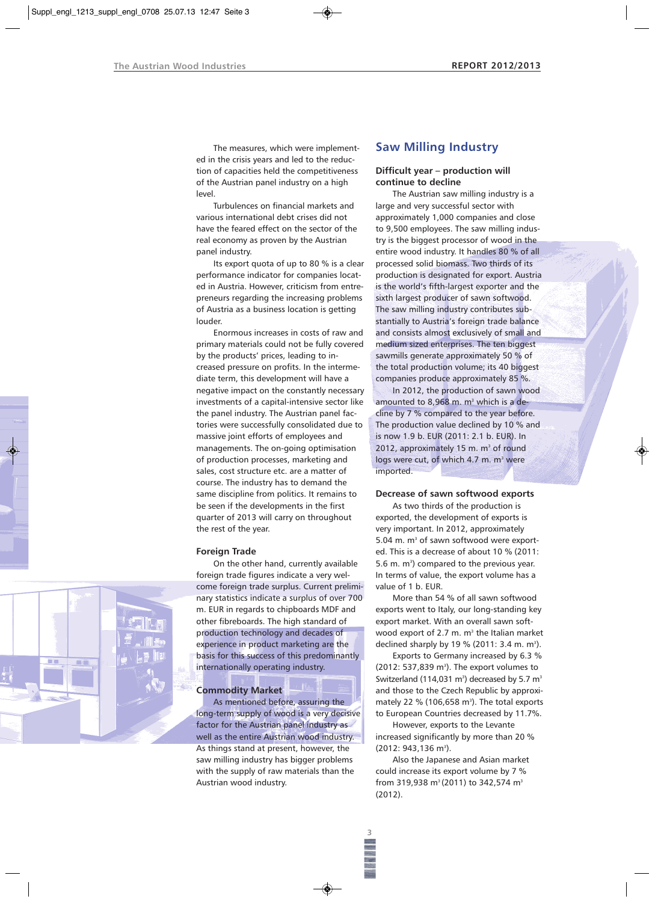The measures, which were implemented in the crisis years and led to the reduction of capacities held the competitiveness of the Austrian panel industry on a high level.

Turbulences on financial markets and various international debt crises did not have the feared effect on the sector of the real economy as proven by the Austrian panel industry.

Its export quota of up to 80 % is a clear performance indicator for companies located in Austria. However, criticism from entrepreneurs regarding the increasing problems of Austria as a business location is getting louder.

Enormous increases in costs of raw and primary materials could not be fully covered by the products' prices, leading to increased pressure on profits. In the intermediate term, this development will have a negative impact on the constantly necessary investments of a capital-intensive sector like the panel industry. The Austrian panel factories were successfully consolidated due to massive joint efforts of employees and managements. The on-going optimisation of production processes, marketing and sales, cost structure etc. are a matter of course. The industry has to demand the same discipline from politics. It remains to be seen if the developments in the first quarter of 2013 will carry on throughout the rest of the year.

### Foreign Trade

On the other hand, currently available foreign trade figures indicate a very welcome foreign trade surplus. Current preliminary statistics indicate a surplus of over 700 m. EUR in regards to chipboards MDF and other fibreboards. The high standard of production technology and decades of experience in product marketing are the basis for this success of this predominantly internationally operating industry.

### Commodity Market

As mentioned before, assuring the long-term supply of wood is a very decisive factor for the Austrian panel industry as well as the entire Austrian wood industry. As things stand at present, however, the saw milling industry has bigger problems with the supply of raw materials than the Austrian wood industry.

## Saw Milling Industry

### Difficult year – production will continue to decline

The Austrian saw milling industry is a large and very successful sector with approximately 1,000 companies and close to 9,500 employees. The saw milling industry is the biggest processor of wood in the entire wood industry. It handles 80 % of all processed solid biomass. Two thirds of its production is designated for export. Austria is the world's fifth-largest exporter and the sixth largest producer of sawn softwood. The saw milling industry contributes substantially to Austria's foreign trade balance and consists almost exclusively of small and medium sized enterprises. The ten biggest sawmills generate approximately 50 % of the total production volume; its 40 biggest companies produce approximately 85 %.

In 2012, the production of sawn wood amounted to 8,968 m. m³ which is a decline by 7 % compared to the year before. The production value declined by 10 % and is now 1.9 b. EUR (2011: 2.1 b. EUR). In 2012, approximately 15 m. m³ of round logs were cut, of which 4.7 m. m³ were imported.

### Decrease of sawn softwood exports

As two thirds of the production is exported, the development of exports is very important. In 2012, approximately 5.04 m. m³ of sawn softwood were exported. This is a decrease of about 10 % (2011: 5.6 m. m³) compared to the previous year. In terms of value, the export volume has a value of 1 b. EUR.

More than 54 % of all sawn softwood exports went to Italy, our long-standing key export market. With an overall sawn softwood export of 2.7 m. m³ the Italian market declined sharply by 19 % (2011: 3.4 m. m³).

Exports to Germany increased by 6.3 % (2012: 537,839 m³). The export volumes to Switzerland (114,031 m³) decreased by 5.7 m³ and those to the Czech Republic by approximately 22 % (106,658 m³). The total exports to European Countries decreased by 11.7%.

However, exports to the Levante increased significantly by more than 20 % (2012: 943,136 m³).

Also the Japanese and Asian market could increase its export volume by 7 % from 319,938 m³ (2011) to 342,574 m³ (2012).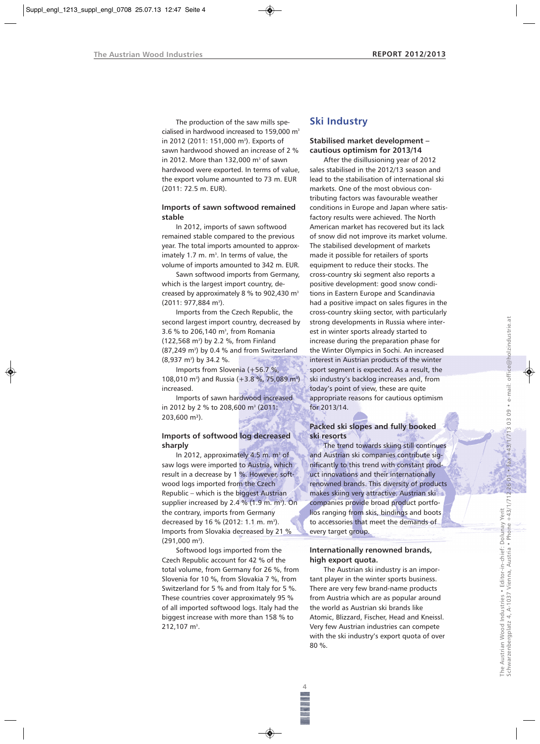The production of the saw mills specialised in hardwood increased to 159,000 m³ in 2012 (2011: 151,000 m³). Exports of sawn hardwood showed an increase of 2 % in 2012. More than 132,000 m³ of sawn hardwood were exported. In terms of value, the export volume amounted to 73 m. EUR (2011: 72.5 m. EUR).

### Imports of sawn softwood remained stable

In 2012, imports of sawn softwood remained stable compared to the previous year. The total imports amounted to approximately 1.7 m. m³. In terms of value, the volume of imports amounted to 342 m. EUR.

Sawn softwood imports from Germany, which is the largest import country, decreased by approximately 8 % to 902,430 m³ (2011: 977,884 m³).

Imports from the Czech Republic, the second largest import country, decreased by 3.6 % to 206,140 m³, from Romania (122,568 m³) by 2.2 %, from Finland (87,249 m³) by 0.4 % and from Switzerland (8,937 m³) by 34.2 %.

Imports from Slovenia (+56.7 %, 108,010 m³) and Russia (+3.8 %, 75,089 m³) increased.

Imports of sawn hardwood increased in 2012 by 2 % to 208,600 m³ (2011: 203,600 m³).

### Imports of softwood log decreased sharply

In 2012, approximately 4.5 m. m³ of saw logs were imported to Austria, which result in a decrease by 1 %. However, softwood logs imported from the Czech Republic – which is the biggest Austrian supplier increased by 2.4 % (1.9 m. m³). On the contrary, imports from Germany decreased by 16 % (2012: 1.1 m. m³). Imports from Slovakia decreased by 21 % (291,000 m³).

Softwood logs imported from the Czech Republic account for 42 % of the total volume, from Germany for 26 %, from Slovenia for 10 %, from Slovakia 7 %, from Switzerland for 5 % and from Italy for 5 %. These countries cover approximately 95 % of all imported softwood logs. Italy had the biggest increase with more than 158 % to 212,107 m³.

## Ski Industry

### Stabilised market development – cautious optimism for 2013/14

After the disillusioning year of 2012 sales stabilised in the 2012/13 season and lead to the stabilisation of international ski markets. One of the most obvious contributing factors was favourable weather conditions in Europe and Japan where satisfactory results were achieved. The North American market has recovered but its lack of snow did not improve its market volume. The stabilised development of markets made it possible for retailers of sports equipment to reduce their stocks. The cross-country ski segment also reports a positive development: good snow conditions in Eastern Europe and Scandinavia had a positive impact on sales figures in the cross-country skiing sector, with particularly strong developments in Russia where interest in winter sports already started to increase during the preparation phase for the Winter Olympics in Sochi. An increased interest in Austrian products of the winter sport segment is expected. As a result, the ski industry's backlog increases and, from today's point of view, these are quite appropriate reasons for cautious optimism for 2013/14.

### Packed ski slopes and fully booked ski resorts

The trend towards skiing still continues and Austrian ski companies contribute significantly to this trend with constant product innovations and their internationally renowned brands. This diversity of products makes skiing very attractive. Austrian ski companies provide broad product portfolios ranging from skis, bindings and boots to accessories that meet the demands of every target group.

### Internationally renowned brands, high export quota.

The Austrian ski industry is an important player in the winter sports business. There are very few brand-name products from Austria which are as popular around the world as Austrian ski brands like Atomic, Blizzard, Fischer, Head and Kneissl. Very few Austrian industries can compete with the ski industry's export quota of over 80 %.